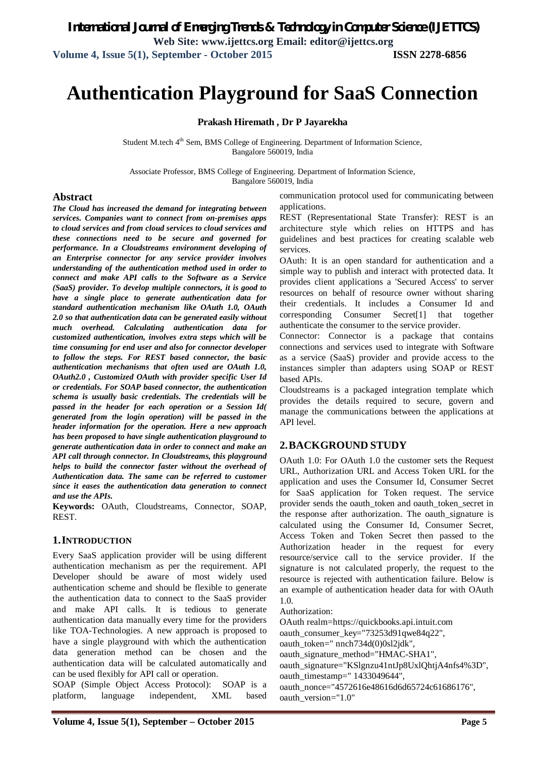# Authentication Playground for SaaS Connection

**Prakash Hiremath , Dr P Jayarekha**

Student M.tech 4th Sem, BMS College of Engineering. Department of Information Science, Bangalore 560019, India

Associate Professor, BMS College of Engineering. Department of Information Science, Bangalore 560019, India

## Abstract

***The Cloud has increased the demand for integrating between services. Companies want to connect from on-premises apps to cloud services and from cloud services to cloud services and these connections need to be secure and governed for performance. In a Cloudstreams environment developing of an Enterprise connector for any service provider involves understanding of the authentication method used in order to connect and make API calls to the Software as a Service (SaaS) provider. To develop multiple connectors, it is good to have a single place to generate authentication data for standard authentication mechanism like OAuth 1.0, OAuth 2.0 so that authentication data can be generated easily without much overhead. Calculating authentication data for customized authentication, involves extra steps which will be time consuming for end user and also for connector developer to follow the steps. For REST based connector, the basic authentication mechanisms that often used are OAuth 1.0, OAuth2.0 , Customized OAuth with provider specific User Id or credentials. For SOAP based connector, the authentication schema is usually basic credentials. The credentials will be passed in the header for each operation or a Session Id( generated from the login operation) will be passed in the header information for the operation. Here a new approach has been proposed to have single authentication playground to generate authentication data in order to connect and make an API call through connector. In Cloudstreams, this playground helps to build the connector faster without the overhead of Authentication data. The same can be referred to customer since it eases the authentication data generation to connect and use the APIs.***

**Keywords:** OAuth, Cloudstreams, Connector, SOAP, REST.

## 1. INTRODUCTION

Every SaaS application provider will be using different authentication mechanism as per the requirement. API Developer should be aware of most widely used authentication scheme and should be flexible to generate the authentication data to connect to the SaaS provider and make API calls. It is tedious to generate authentication data manually every time for the providers like TOA-Technologies. A new approach is proposed to have a single playground with which the authentication data generation method can be chosen and the authentication data will be calculated automatically and can be used flexibly for API call or operation.

SOAP (Simple Object Access Protocol): SOAP is a platform, language independent, XML based communication protocol used for communicating between applications.

REST (Representational State Transfer): REST is an architecture style which relies on HTTPS and has guidelines and best practices for creating scalable web services.

OAuth: It is an open standard for authentication and a simple way to publish and interact with protected data. It provides client applications a 'Secured Access' to server resources on behalf of resource owner without sharing their credentials. It includes a Consumer Id and corresponding Consumer Secret[1] that together authenticate the consumer to the service provider.

Connector: Connector is a package that contains connections and services used to integrate with Software as a service (SaaS) provider and provide access to the instances simpler than adapters using SOAP or REST based APIs.

Cloudstreams is a packaged integration template which provides the details required to secure, govern and manage the communications between the applications at API level.

## 2. BACKGROUND STUDY

OAuth 1.0: For OAuth 1.0 the customer sets the Request URL, Authorization URL and Access Token URL for the application and uses the Consumer Id, Consumer Secret for SaaS application for Token request. The service provider sends the oauth_token and oauth_token_secret in the response after authorization. The oauth_signature is calculated using the Consumer Id, Consumer Secret, Access Token and Token Secret then passed to the Authorization header in the request for every resource/service call to the service provider. If the signature is not calculated properly, the request to the resource is rejected with authentication failure. Below is an example of authentication header data for with OAuth 1.0.

```
Authorization:
OAuth realm=https://quickbooks.api.intuit.com
oauth_consumer_key="73253d91qwe84q22",
oauth_token=" nnch734d(0)0sl2jdk",
oauth_signature_method="HMAC-SHA1",
oauth_signature="KSlgnzu41ntJp8UxlQhtjA4nfs4%3D",
oauth_timestamp=" 1433049644",
oauth_nonce="4572616e48616d6d65724c61686176",
oauth_version="1.0"
```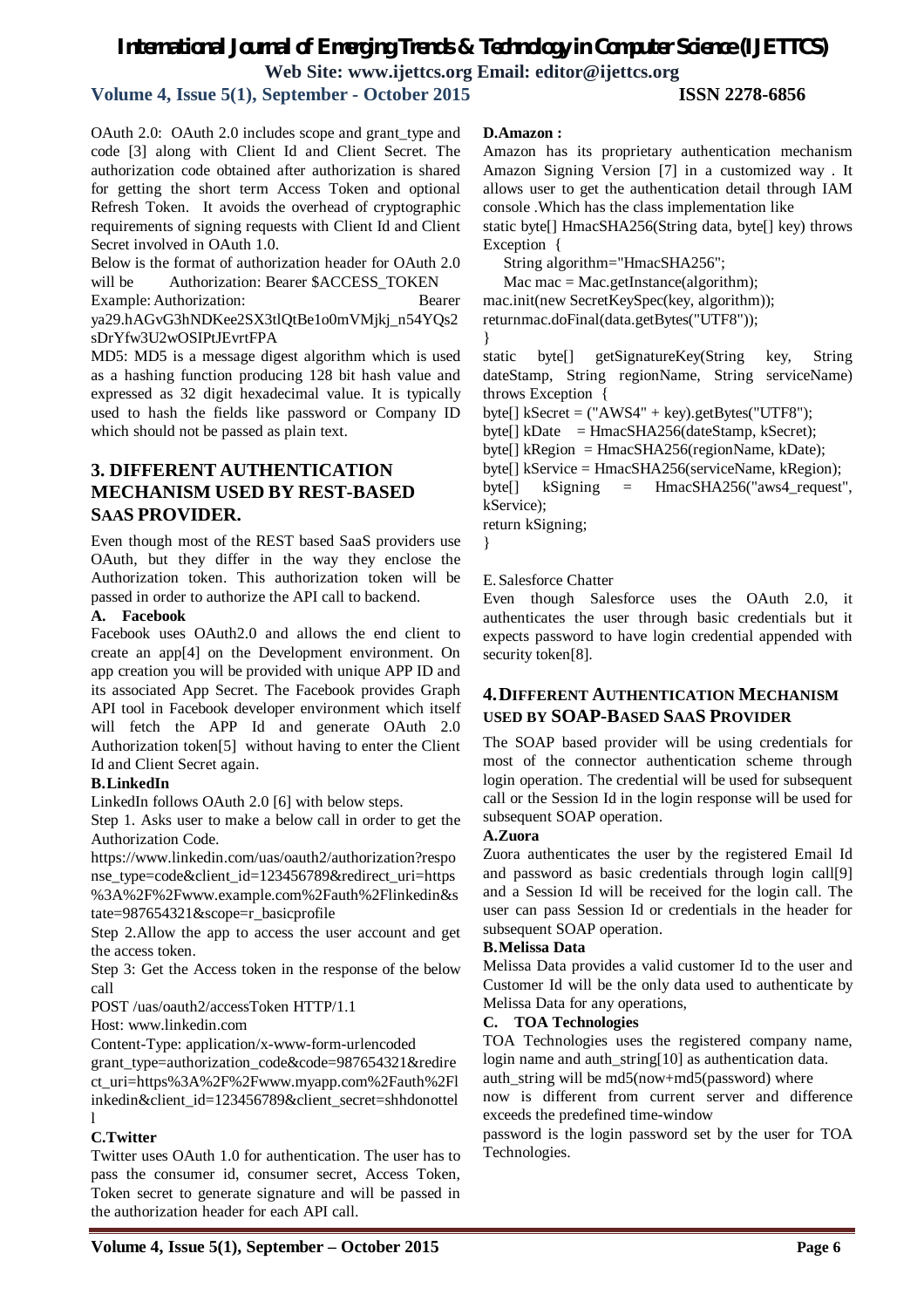OAuth 2.0: OAuth 2.0 includes scope and grant_type and code [3] along with Client Id and Client Secret. The authorization code obtained after authorization is shared for getting the short term Access Token and optional Refresh Token. It avoids the overhead of cryptographic requirements of signing requests with Client Id and Client Secret involved in OAuth 1.0.

Below is the format of authorization header for OAuth 2.0 will be Authorization: Bearer $ACCESS_TOKEN

Example: Authorization: Bearer ya29.hAGvG3hNDKee2SX3tlQtBe1o0mVMjkj_n54YQs2sDrYfw3U2wOSIPtJEvrtFPA

MD5: MD5 is a message digest algorithm which is used as a hashing function producing 128 bit hash value and expressed as 32 digit hexadecimal value. It is typically used to hash the fields like password or Company ID which should not be passed as plain text.

## 3. DIFFERENT AUTHENTICATION MECHANISM USED BY REST-BASED SAAS PROVIDER.

Even though most of the REST based SaaS providers use OAuth, but they differ in the way they enclose the Authorization token. This authorization token will be passed in order to authorize the API call to backend.

### A. Facebook

Facebook uses OAuth2.0 and allows the end client to create an app[4] on the Development environment. On app creation you will be provided with unique APP ID and its associated App Secret. The Facebook provides Graph API tool in Facebook developer environment which itself will fetch the APP Id and generate OAuth 2.0 Authorization token[5] without having to enter the Client Id and Client Secret again.

### B.LinkedIn

LinkedIn follows OAuth 2.0 [6] with below steps.

Step 1. Asks user to make a below call in order to get the Authorization Code.

https://www.linkedin.com/uas/oauth2/authorization?response_type=code&client_id=123456789&redirect_uri=https%3A%2F%2Fwww.example.com%2Fauth%2Flinkedin&state=987654321&scope=r_basicprofile

Step 2.Allow the app to access the user account and get the access token.

Step 3: Get the Access token in the response of the below call

```
POST /uas/oauth2/accessToken HTTP/1.1
Host: www.linkedin.com
Content-Type: application/x-www-form-urlencoded
grant_type=authorization_code&code=987654321&redirect_uri=https%3A%2F%2Fwww.myapp.com%2Fauth%2Flinkedin&client_id=123456789&client_secret=shhdonottell
```

### C.Twitter

Twitter uses OAuth 1.0 for authentication. The user has to pass the consumer id, consumer secret, Access Token, Token secret to generate signature and will be passed in the authorization header for each API call.

### D.Amazon :

Amazon has its proprietary authentication mechanism Amazon Signing Version [7] in a customized way . It allows user to get the authentication detail through IAM console .Which has the class implementation like

```
static byte[] HmacSHA256(String data, byte[] key) throws Exception {
    String algorithm="HmacSHA256";
    Mac mac = Mac.getInstance(algorithm);
mac.init(new SecretKeySpec(key, algorithm));
returnmac.doFinal(data.getBytes("UTF8"));
}
static byte[] getSignatureKey(String key, String dateStamp, String regionName, String serviceName) throws Exception {
byte[] kSecret = ("AWS4" + key).getBytes("UTF8");
byte[] kDate    = HmacSHA256(dateStamp, kSecret);
byte[] kRegion  = HmacSHA256(regionName, kDate);
byte[] kService = HmacSHA256(serviceName, kRegion);
byte[]    kSigning    =    HmacSHA256("aws4_request", kService);
return kSigning;
}
```

### E. Salesforce Chatter

Even though Salesforce uses the OAuth 2.0, it authenticates the user through basic credentials but it expects password to have login credential appended with security token[8].

## 4.DIFFERENT AUTHENTICATION MECHANISM USED BY SOAP-BASED SAAS PROVIDER

The SOAP based provider will be using credentials for most of the connector authentication scheme through login operation. The credential will be used for subsequent call or the Session Id in the login response will be used for subsequent SOAP operation.

### A.Zuora

Zuora authenticates the user by the registered Email Id and password as basic credentials through login call[9] and a Session Id will be received for the login call. The user can pass Session Id or credentials in the header for subsequent SOAP operation.

### B.Melissa Data

Melissa Data provides a valid customer Id to the user and Customer Id will be the only data used to authenticate by Melissa Data for any operations,

### C. TOA Technologies

TOA Technologies uses the registered company name, login name and auth_string[10] as authentication data.

auth_string will be md5(now+md5(password) where

now is different from current server and difference exceeds the predefined time-window

password is the login password set by the user for TOA Technologies.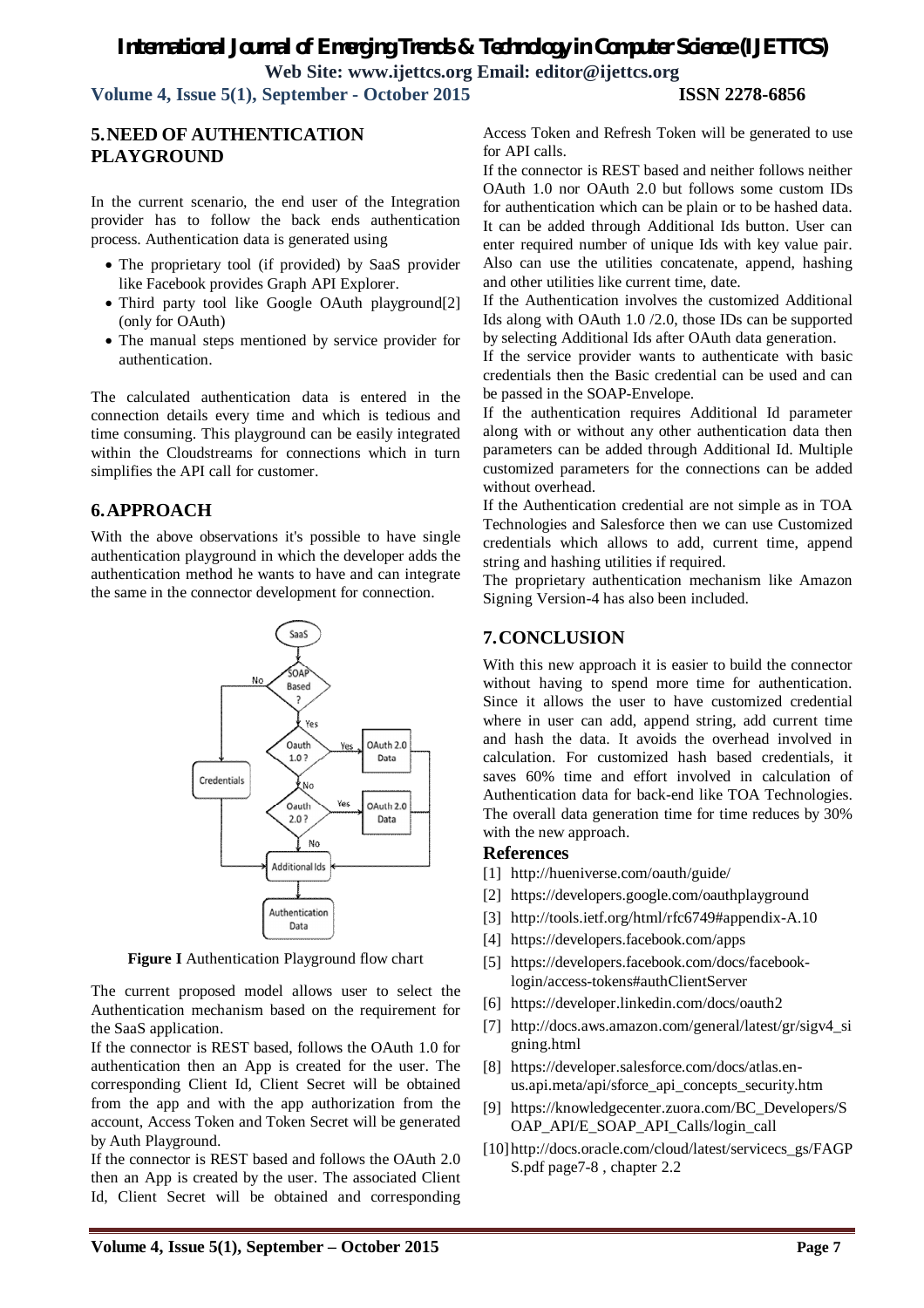## 5. NEED OF AUTHENTICATION PLAYGROUND

In the current scenario, the end user of the Integration provider has to follow the back ends authentication process. Authentication data is generated using

- The proprietary tool (if provided) by SaaS provider like Facebook provides Graph API Explorer.
- Third party tool like Google OAuth playground[2] (only for OAuth)
- The manual steps mentioned by service provider for authentication.

The calculated authentication data is entered in the connection details every time and which is tedious and time consuming. This playground can be easily integrated within the Cloudstreams for connections which in turn simplifies the API call for customer.

## 6. APPROACH

With the above observations it's possible to have single authentication playground in which the developer adds the authentication method he wants to have and can integrate the same in the connector development for connection.

**Figure I** Authentication Playground flow chart

The current proposed model allows user to select the Authentication mechanism based on the requirement for the SaaS application.

If the connector is REST based, follows the OAuth 1.0 for authentication then an App is created for the user. The corresponding Client Id, Client Secret will be obtained from the app and with the app authorization from the account, Access Token and Token Secret will be generated by Auth Playground.

If the connector is REST based and follows the OAuth 2.0 then an App is created by the user. The associated Client Id, Client Secret will be obtained and corresponding Access Token and Refresh Token will be generated to use for API calls.

If the connector is REST based and neither follows neither OAuth 1.0 nor OAuth 2.0 but follows some custom IDs for authentication which can be plain or to be hashed data. It can be added through Additional Ids button. User can enter required number of unique Ids with key value pair. Also can use the utilities concatenate, append, hashing and other utilities like current time, date.

If the Authentication involves the customized Additional Ids along with OAuth 1.0 /2.0, those IDs can be supported by selecting Additional Ids after OAuth data generation.

If the service provider wants to authenticate with basic credentials then the Basic credential can be used and can be passed in the SOAP-Envelope.

If the authentication requires Additional Id parameter along with or without any other authentication data then parameters can be added through Additional Id. Multiple customized parameters for the connections can be added without overhead.

If the Authentication credential are not simple as in TOA Technologies and Salesforce then we can use Customized credentials which allows to add, current time, append string and hashing utilities if required.

The proprietary authentication mechanism like Amazon Signing Version-4 has also been included.

## 7. CONCLUSION

With this new approach it is easier to build the connector without having to spend more time for authentication. Since it allows the user to have customized credential where in user can add, append string, add current time and hash the data. It avoids the overhead involved in calculation. For customized hash based credentials, it saves 60% time and effort involved in calculation of Authentication data for back-end like TOA Technologies. The overall data generation time for time reduces by 30% with the new approach.

### References

[1] http://hueniverse.com/oauth/guide/

[2] https://developers.google.com/oauthplayground

[3] http://tools.ietf.org/html/rfc6749#appendix-A.10

[4] https://developers.facebook.com/apps

[5] https://developers.facebook.com/docs/facebook-login/access-tokens#authClientServer

[6] https://developer.linkedin.com/docs/oauth2

[7] http://docs.aws.amazon.com/general/latest/gr/sigv4_signing.html

[8] https://developer.salesforce.com/docs/atlas.en-us.api.meta/api/sforce_api_concepts_security.htm

[9] https://knowledgecenter.zuora.com/BC_Developers/SOAP_API/E_SOAP_API_Calls/login_call

[10] http://docs.oracle.com/cloud/latest/servicecs_gs/FAGPS.pdf page7-8 , chapter 2.2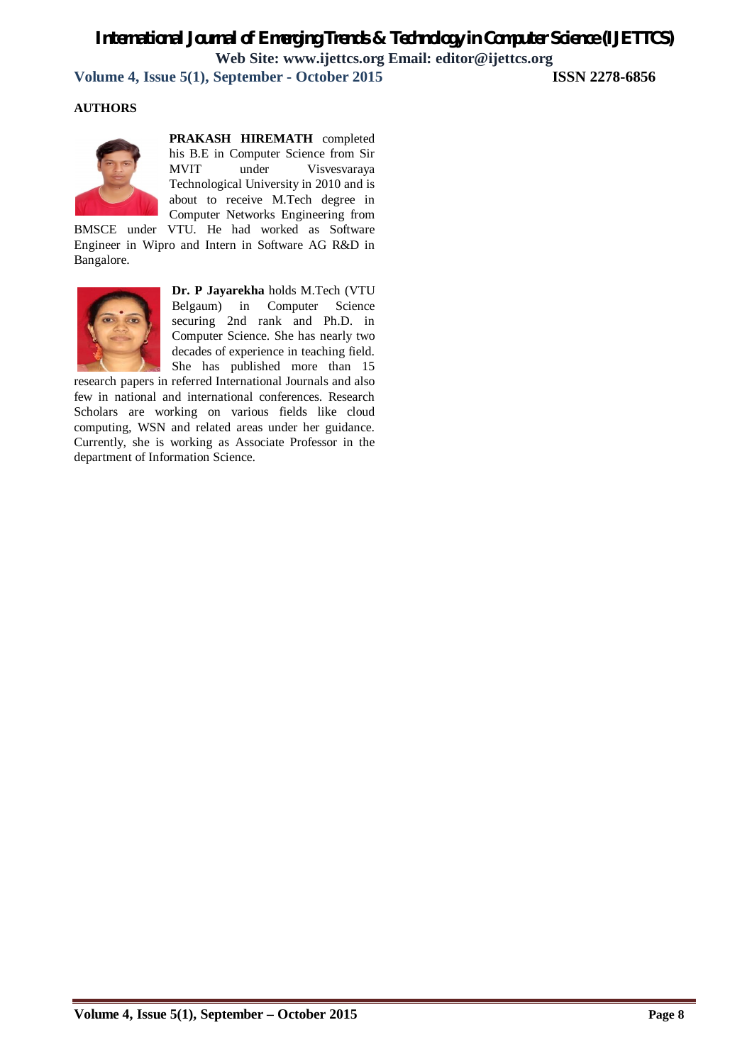**AUTHORS**

**PRAKASH HIREMATH** completed his B.E in Computer Science from Sir MVIT under Visvesvaraya Technological University in 2010 and is about to receive M.Tech degree in Computer Networks Engineering from BMSCE under VTU. He had worked as Software Engineer in Wipro and Intern in Software AG R&D in Bangalore.

**Dr. P Jayarekha** holds M.Tech (VTU Belgaum) in Computer Science securing 2nd rank and Ph.D. in Computer Science. She has nearly two decades of experience in teaching field. She has published more than 15 research papers in referred International Journals and also few in national and international conferences. Research Scholars are working on various fields like cloud computing, WSN and related areas under her guidance. Currently, she is working as Associate Professor in the department of Information Science.